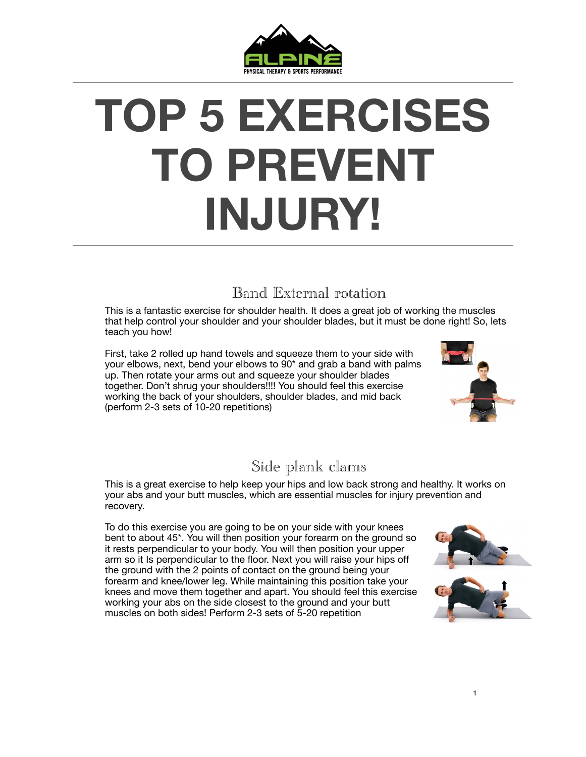# TOP 5 EXERCISES TO PREVENT INJURY!

## Band External rotation

This is a fantastic exercise for shoulder health. It does a great job of working the muscles that help control your shoulder and your shoulder blades, but it must be done right! So, lets teach you how!

First, take 2 rolled up hand towels and squeeze them to your side with your elbows, next, bend your elbows to 90* and grab a band with palms up. Then rotate your arms out and squeeze your shoulder blades together. Don't shrug your shoulders!!!! You should feel this exercise working the back of your shoulders, shoulder blades, and mid back (perform 2-3 sets of 10-20 repetitions)

## Side plank clams

This is a great exercise to help keep your hips and low back strong and healthy. It works on your abs and your butt muscles, which are essential muscles for injury prevention and recovery.

To do this exercise you are going to be on your side with your knees bent to about 45*. You will then position your forearm on the ground so it rests perpendicular to your body. You will then position your upper arm so it Is perpendicular to the floor. Next you will raise your hips off the ground with the 2 points of contact on the ground being your forearm and knee/lower leg. While maintaining this position take your knees and move them together and apart. You should feel this exercise working your abs on the side closest to the ground and your butt muscles on both sides! Perform 2-3 sets of 5-20 repetition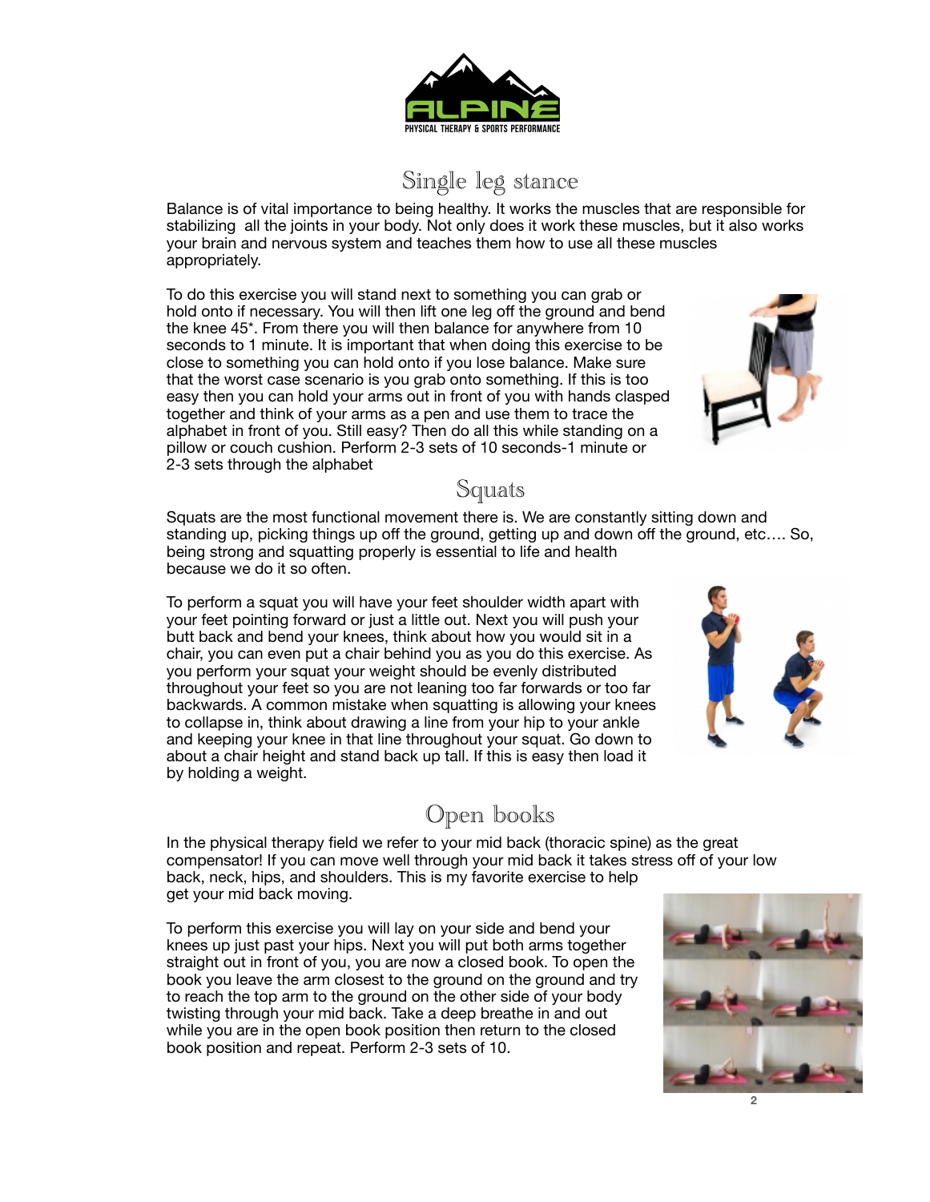# Single leg stance

Balance is of vital importance to being healthy. It works the muscles that are responsible for stabilizing all the joints in your body. Not only does it work these muscles, but it also works your brain and nervous system and teaches them how to use all these muscles appropriately.

To do this exercise you will stand next to something you can grab or hold onto if necessary. You will then lift one leg off the ground and bend the knee 45*. From there you will then balance for anywhere from 10 seconds to 1 minute. It is important that when doing this exercise to be close to something you can hold onto if you lose balance. Make sure that the worst case scenario is you grab onto something. If this is too easy then you can hold your arms out in front of you with hands clasped together and think of your arms as a pen and use them to trace the alphabet in front of you. Still easy? Then do all this while standing on a pillow or couch cushion. Perform 2-3 sets of 10 seconds-1 minute or 2-3 sets through the alphabet

# Squats

Squats are the most functional movement there is. We are constantly sitting down and standing up, picking things up off the ground, getting up and down off the ground, etc…. So, being strong and squatting properly is essential to life and health because we do it so often.

To perform a squat you will have your feet shoulder width apart with your feet pointing forward or just a little out. Next you will push your butt back and bend your knees, think about how you would sit in a chair, you can even put a chair behind you as you do this exercise. As you perform your squat your weight should be evenly distributed throughout your feet so you are not leaning too far forwards or too far backwards. A common mistake when squatting is allowing your knees to collapse in, think about drawing a line from your hip to your ankle and keeping your knee in that line throughout your squat. Go down to about a chair height and stand back up tall. If this is easy then load it by holding a weight.

# Open books

In the physical therapy field we refer to your mid back (thoracic spine) as the great compensator! If you can move well through your mid back it takes stress off of your low back, neck, hips, and shoulders. This is my favorite exercise to help get your mid back moving.

To perform this exercise you will lay on your side and bend your knees up just past your hips. Next you will put both arms together straight out in front of you, you are now a closed book. To open the book you leave the arm closest to the ground on the ground and try to reach the top arm to the ground on the other side of your body twisting through your mid back. Take a deep breathe in and out while you are in the open book position then return to the closed book position and repeat. Perform 2-3 sets of 10.